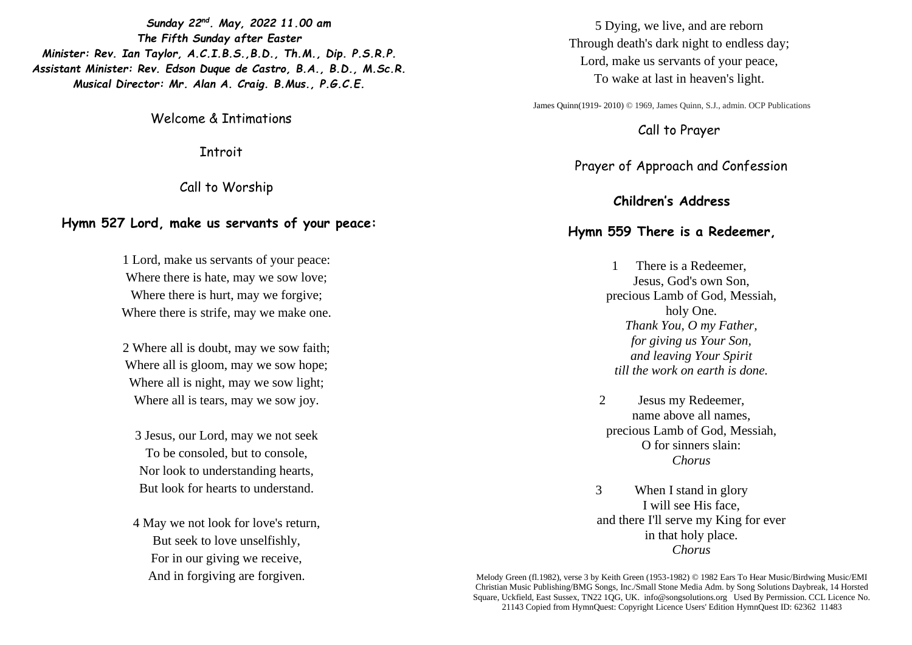***Sunday 22nd. May, 2022 11.00 am***
***The Fifth Sunday after Easter***
***Minister: Rev. Ian Taylor, A.C.I.B.S.,B.D., Th.M., Dip. P.S.R.P.***
***Assistant Minister: Rev. Edson Duque de Castro, B.A., B.D., M.Sc.R.***
***Musical Director: Mr. Alan A. Craig. B.Mus., P.G.C.E.***

Welcome & Intimations

Introit

Call to Worship

**Hymn 527 Lord, make us servants of your peace:**

1 Lord, make us servants of your peace:
Where there is hate, may we sow love;
Where there is hurt, may we forgive;
Where there is strife, may we make one.

2 Where all is doubt, may we sow faith;
Where all is gloom, may we sow hope;
Where all is night, may we sow light;
Where all is tears, may we sow joy.

3 Jesus, our Lord, may we not seek
To be consoled, but to console,
Nor look to understanding hearts,
But look for hearts to understand.

4 May we not look for love's return,
But seek to love unselfishly,
For in our giving we receive,
And in forgiving are forgiven.

5 Dying, we live, and are reborn
Through death's dark night to endless day;
Lord, make us servants of your peace,
To wake at last in heaven's light.

James Quinn(1919- 2010) © 1969, James Quinn, S.J., admin. OCP Publications

Call to Prayer

Prayer of Approach and Confession

**Children's Address**

**Hymn 559 There is a Redeemer,**

1 There is a Redeemer,
Jesus, God's own Son,
precious Lamb of God, Messiah,
holy One.
*Thank You, O my Father,*
*for giving us Your Son,*
*and leaving Your Spirit*
*till the work on earth is done.*

2 Jesus my Redeemer,
name above all names,
precious Lamb of God, Messiah,
O for sinners slain:
*Chorus*

3 When I stand in glory
I will see His face,
and there I'll serve my King for ever
in that holy place.
*Chorus*

Melody Green (fl.1982), verse 3 by Keith Green (1953-1982) © 1982 Ears To Hear Music/Birdwing Music/EMI Christian Music Publishing/BMG Songs, Inc./Small Stone Media Adm. by Song Solutions Daybreak, 14 Horsted Square, Uckfield, East Sussex, TN22 1QG, UK. info@songsolutions.org Used By Permission. CCL Licence No. 21143 Copied from HymnQuest: Copyright Licence Users' Edition HymnQuest ID: 62362 11483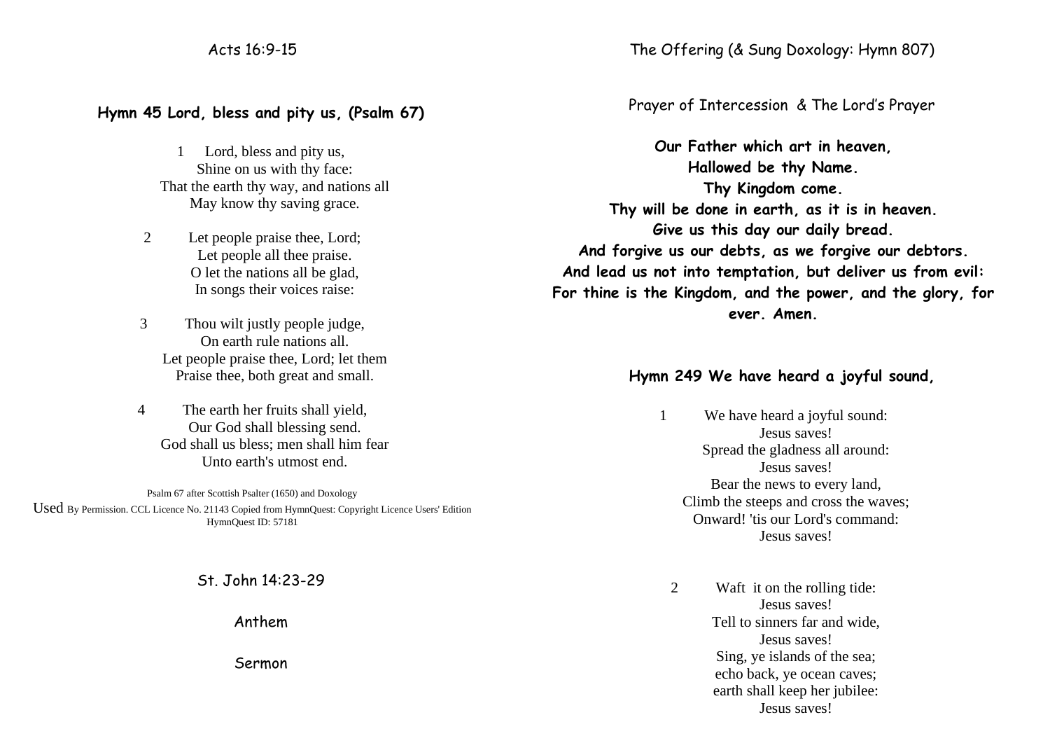Acts 16:9-15

**Hymn 45 Lord, bless and pity us, (Psalm 67)**

1 Lord, bless and pity us,
Shine on us with thy face:
That the earth thy way, and nations all
May know thy saving grace.

2 Let people praise thee, Lord;
Let people all thee praise.
O let the nations all be glad,
In songs their voices raise:

3 Thou wilt justly people judge,
On earth rule nations all.
Let people praise thee, Lord; let them
Praise thee, both great and small.

4 The earth her fruits shall yield,
Our God shall blessing send.
God shall us bless; men shall him fear
Unto earth's utmost end.

Psalm 67 after Scottish Psalter (1650) and Doxology
Used By Permission. CCL Licence No. 21143 Copied from HymnQuest: Copyright Licence Users' Edition
HymnQuest ID: 57181

St. John 14:23-29

Anthem

Sermon

The Offering (& Sung Doxology: Hymn 807)

Prayer of Intercession & The Lord's Prayer

**Our Father which art in heaven,**
**Hallowed be thy Name.**
**Thy Kingdom come.**
**Thy will be done in earth, as it is in heaven.**
**Give us this day our daily bread.**
**And forgive us our debts, as we forgive our debtors.**
**And lead us not into temptation, but deliver us from evil:**
**For thine is the Kingdom, and the power, and the glory, for ever. Amen.**

**Hymn 249 We have heard a joyful sound,**

1 We have heard a joyful sound:
Jesus saves!
Spread the gladness all around:
Jesus saves!
Bear the news to every land,
Climb the steeps and cross the waves;
Onward! 'tis our Lord's command:
Jesus saves!

2 Waft it on the rolling tide:
Jesus saves!
Tell to sinners far and wide,
Jesus saves!
Sing, ye islands of the sea;
echo back, ye ocean caves;
earth shall keep her jubilee:
Jesus saves!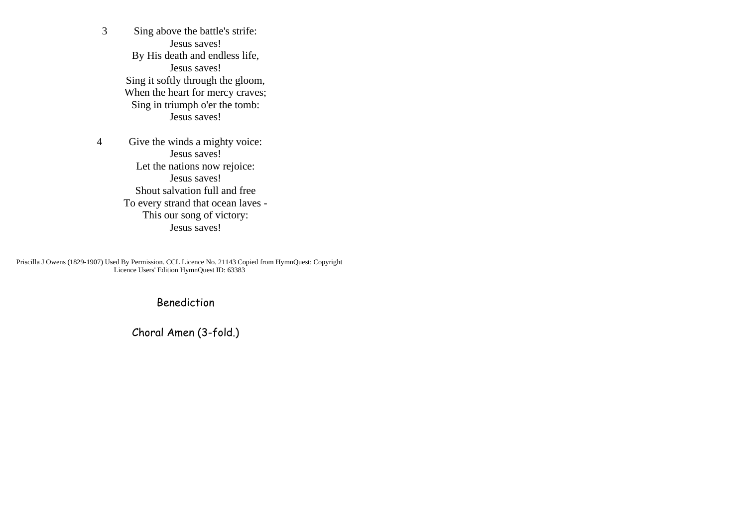3 Sing above the battle's strife:
Jesus saves!
By His death and endless life,
Jesus saves!
Sing it softly through the gloom,
When the heart for mercy craves;
Sing in triumph o'er the tomb:
Jesus saves!

4 Give the winds a mighty voice:
Jesus saves!
Let the nations now rejoice:
Jesus saves!
Shout salvation full and free
To every strand that ocean laves -
This our song of victory:
Jesus saves!

Priscilla J Owens (1829-1907) Used By Permission. CCL Licence No. 21143 Copied from HymnQuest: Copyright Licence Users' Edition HymnQuest ID: 63383

Benediction

Choral Amen (3-fold.)